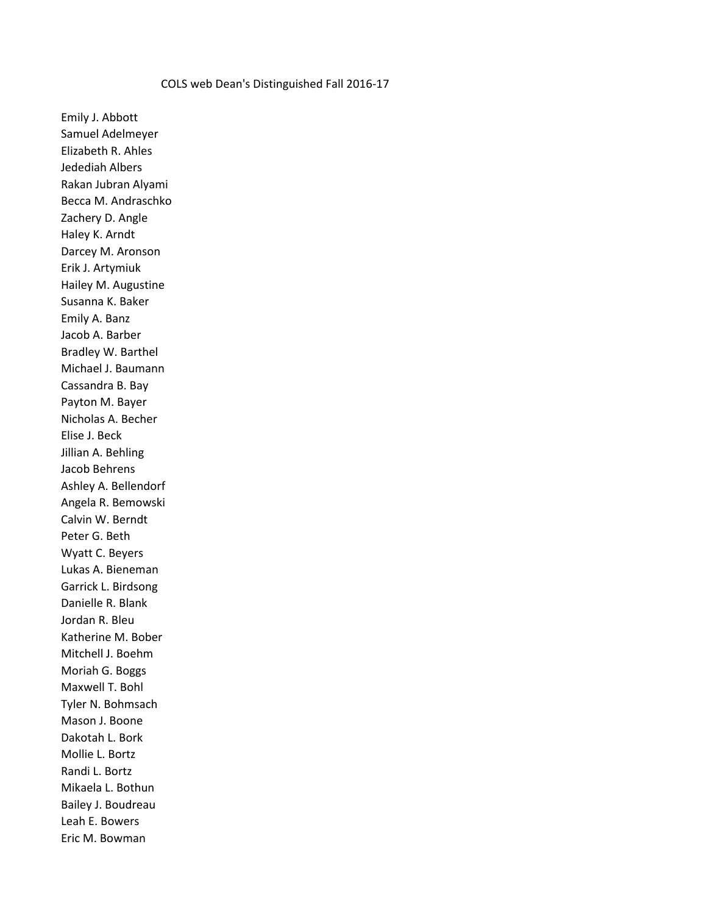# COLS web Dean's Distinguished Fall 2016-17

Emily J. Abbott
Samuel Adelmeyer
Elizabeth R. Ahles
Jedediah Albers
Rakan Jubran Alyami
Becca M. Andraschko
Zachery D. Angle
Haley K. Arndt
Darcey M. Aronson
Erik J. Artymiuk
Hailey M. Augustine
Susanna K. Baker
Emily A. Banz
Jacob A. Barber
Bradley W. Barthel
Michael J. Baumann
Cassandra B. Bay
Payton M. Bayer
Nicholas A. Becher
Elise J. Beck
Jillian A. Behling
Jacob Behrens
Ashley A. Bellendorf
Angela R. Bemowski
Calvin W. Berndt
Peter G. Beth
Wyatt C. Beyers
Lukas A. Bieneman
Garrick L. Birdsong
Danielle R. Blank
Jordan R. Bleu
Katherine M. Bober
Mitchell J. Boehm
Moriah G. Boggs
Maxwell T. Bohl
Tyler N. Bohmsach
Mason J. Boone
Dakotah L. Bork
Mollie L. Bortz
Randi L. Bortz
Mikaela L. Bothun
Bailey J. Boudreau
Leah E. Bowers
Eric M. Bowman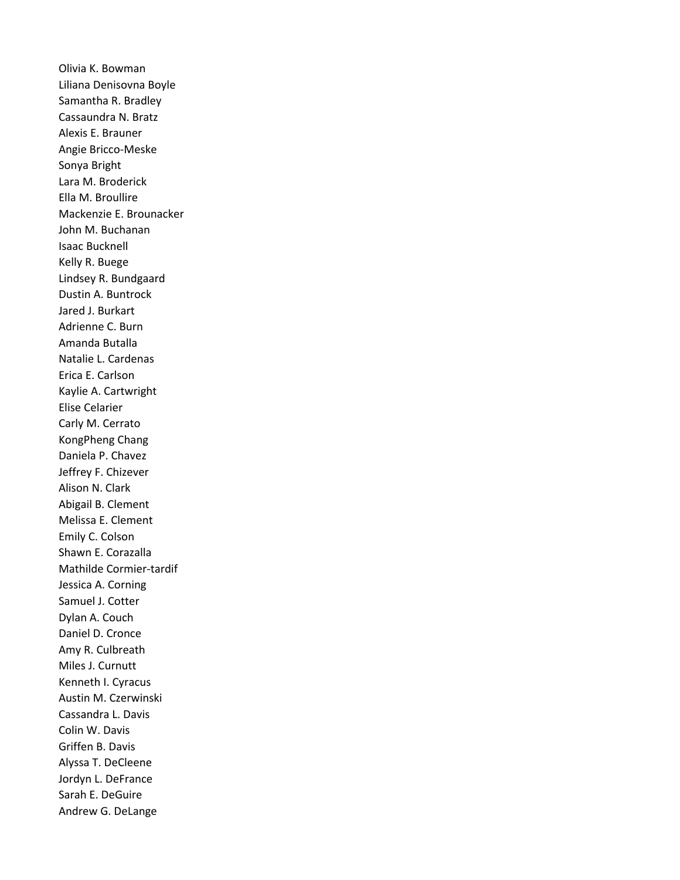Olivia K. Bowman
Liliana Denisovna Boyle
Samantha R. Bradley
Cassaundra N. Bratz
Alexis E. Brauner
Angie Bricco-Meske
Sonya Bright
Lara M. Broderick
Ella M. Broullire
Mackenzie E. Brounacker
John M. Buchanan
Isaac Bucknell
Kelly R. Buege
Lindsey R. Bundgaard
Dustin A. Buntrock
Jared J. Burkart
Adrienne C. Burn
Amanda Butalla
Natalie L. Cardenas
Erica E. Carlson
Kaylie A. Cartwright
Elise Celarier
Carly M. Cerrato
KongPheng Chang
Daniela P. Chavez
Jeffrey F. Chizever
Alison N. Clark
Abigail B. Clement
Melissa E. Clement
Emily C. Colson
Shawn E. Corazalla
Mathilde Cormier-tardif
Jessica A. Corning
Samuel J. Cotter
Dylan A. Couch
Daniel D. Cronce
Amy R. Culbreath
Miles J. Curnutt
Kenneth I. Cyracus
Austin M. Czerwinski
Cassandra L. Davis
Colin W. Davis
Griffen B. Davis
Alyssa T. DeCleene
Jordyn L. DeFrance
Sarah E. DeGuire
Andrew G. DeLange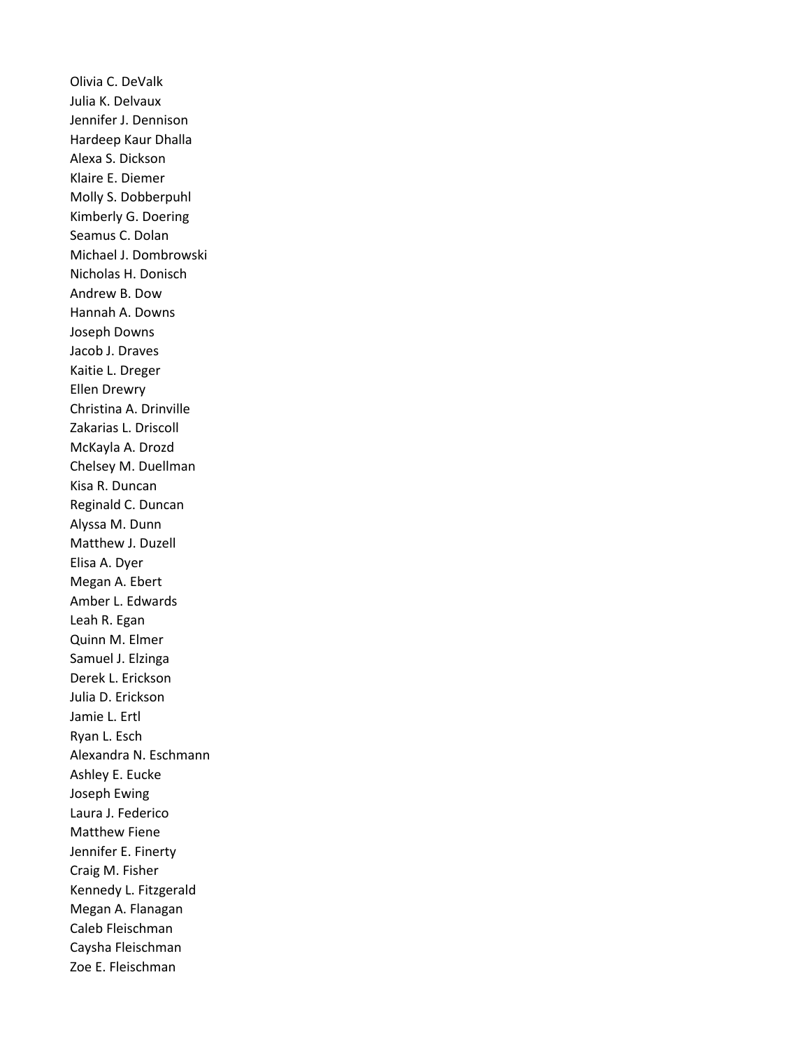Olivia C. DeValk
Julia K. Delvaux
Jennifer J. Dennison
Hardeep Kaur Dhalla
Alexa S. Dickson
Klaire E. Diemer
Molly S. Dobberpuhl
Kimberly G. Doering
Seamus C. Dolan
Michael J. Dombrowski
Nicholas H. Donisch
Andrew B. Dow
Hannah A. Downs
Joseph Downs
Jacob J. Draves
Kaitie L. Dreger
Ellen Drewry
Christina A. Drinville
Zakarias L. Driscoll
McKayla A. Drozd
Chelsey M. Duellman
Kisa R. Duncan
Reginald C. Duncan
Alyssa M. Dunn
Matthew J. Duzell
Elisa A. Dyer
Megan A. Ebert
Amber L. Edwards
Leah R. Egan
Quinn M. Elmer
Samuel J. Elzinga
Derek L. Erickson
Julia D. Erickson
Jamie L. Ertl
Ryan L. Esch
Alexandra N. Eschmann
Ashley E. Eucke
Joseph Ewing
Laura J. Federico
Matthew Fiene
Jennifer E. Finerty
Craig M. Fisher
Kennedy L. Fitzgerald
Megan A. Flanagan
Caleb Fleischman
Caysha Fleischman
Zoe E. Fleischman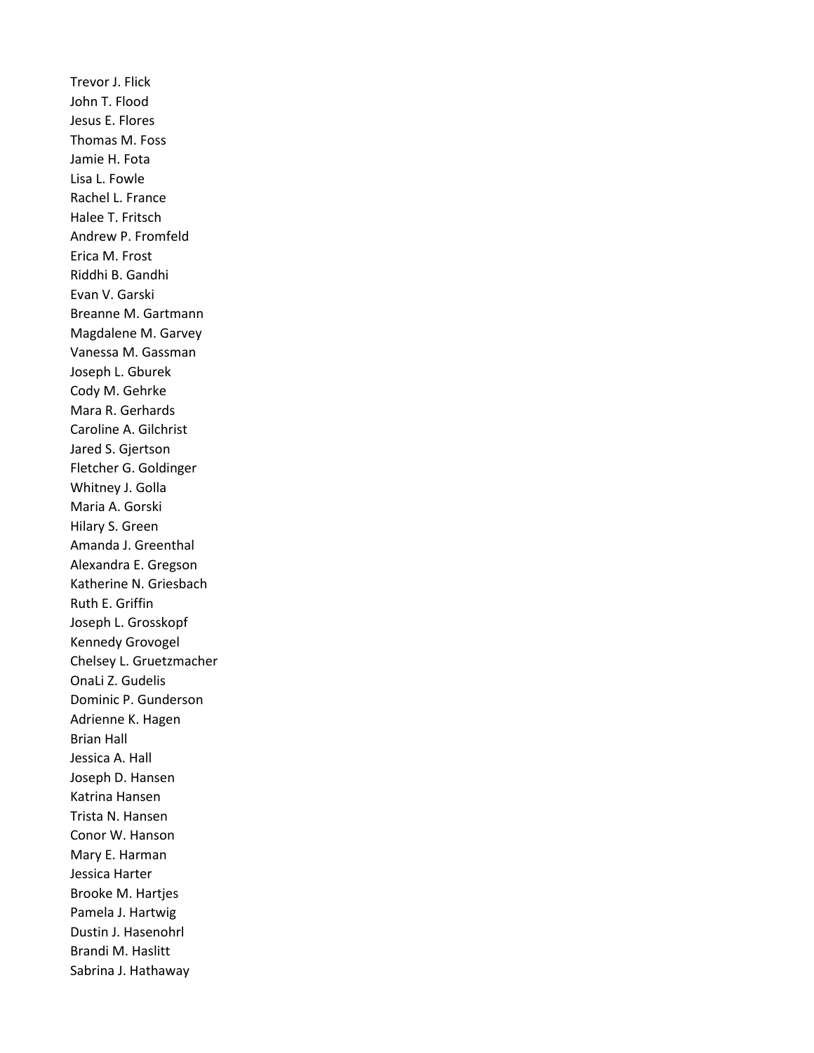Trevor J. Flick
John T. Flood
Jesus E. Flores
Thomas M. Foss
Jamie H. Fota
Lisa L. Fowle
Rachel L. France
Halee T. Fritsch
Andrew P. Fromfeld
Erica M. Frost
Riddhi B. Gandhi
Evan V. Garski
Breanne M. Gartmann
Magdalene M. Garvey
Vanessa M. Gassman
Joseph L. Gburek
Cody M. Gehrke
Mara R. Gerhards
Caroline A. Gilchrist
Jared S. Gjertson
Fletcher G. Goldinger
Whitney J. Golla
Maria A. Gorski
Hilary S. Green
Amanda J. Greenthal
Alexandra E. Gregson
Katherine N. Griesbach
Ruth E. Griffin
Joseph L. Grosskopf
Kennedy Grovogel
Chelsey L. Gruetzmacher
OnaLi Z. Gudelis
Dominic P. Gunderson
Adrienne K. Hagen
Brian Hall
Jessica A. Hall
Joseph D. Hansen
Katrina Hansen
Trista N. Hansen
Conor W. Hanson
Mary E. Harman
Jessica Harter
Brooke M. Hartjes
Pamela J. Hartwig
Dustin J. Hasenohrl
Brandi M. Haslitt
Sabrina J. Hathaway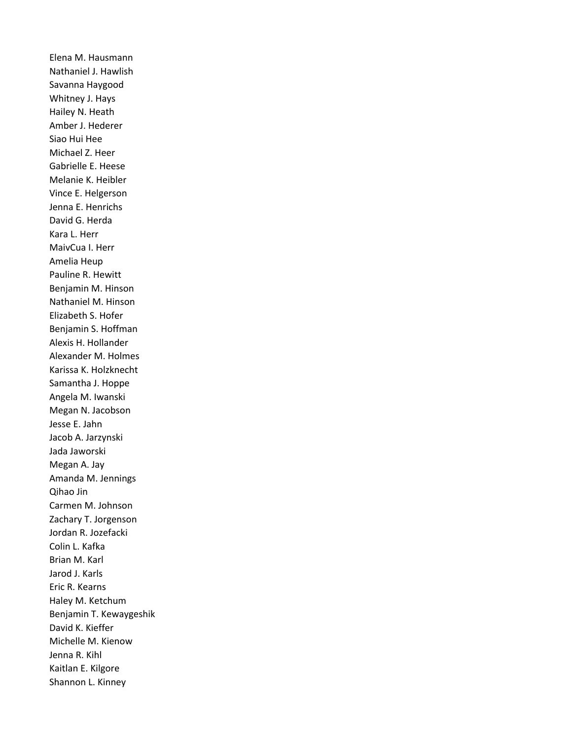Elena M. Hausmann
Nathaniel J. Hawlish
Savanna Haygood
Whitney J. Hays
Hailey N. Heath
Amber J. Hederer
Siao Hui Hee
Michael Z. Heer
Gabrielle E. Heese
Melanie K. Heibler
Vince E. Helgerson
Jenna E. Henrichs
David G. Herda
Kara L. Herr
MaivCua I. Herr
Amelia Heup
Pauline R. Hewitt
Benjamin M. Hinson
Nathaniel M. Hinson
Elizabeth S. Hofer
Benjamin S. Hoffman
Alexis H. Hollander
Alexander M. Holmes
Karissa K. Holzknecht
Samantha J. Hoppe
Angela M. Iwanski
Megan N. Jacobson
Jesse E. Jahn
Jacob A. Jarzynski
Jada Jaworski
Megan A. Jay
Amanda M. Jennings
Qihao Jin
Carmen M. Johnson
Zachary T. Jorgenson
Jordan R. Jozefacki
Colin L. Kafka
Brian M. Karl
Jarod J. Karls
Eric R. Kearns
Haley M. Ketchum
Benjamin T. Kewaygeshik
David K. Kieffer
Michelle M. Kienow
Jenna R. Kihl
Kaitlan E. Kilgore
Shannon L. Kinney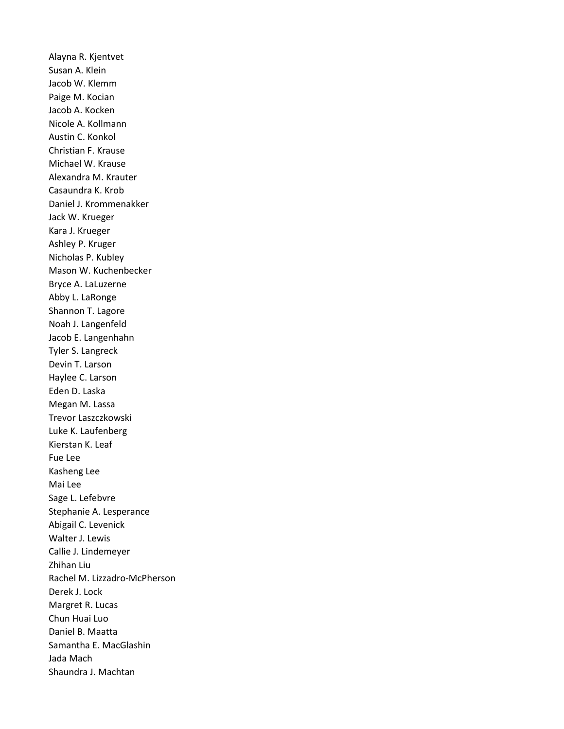Alayna R. Kjentvet
Susan A. Klein
Jacob W. Klemm
Paige M. Kocian
Jacob A. Kocken
Nicole A. Kollmann
Austin C. Konkol
Christian F. Krause
Michael W. Krause
Alexandra M. Krauter
Casaundra K. Krob
Daniel J. Krommenakker
Jack W. Krueger
Kara J. Krueger
Ashley P. Kruger
Nicholas P. Kubley
Mason W. Kuchenbecker
Bryce A. LaLuzerne
Abby L. LaRonge
Shannon T. Lagore
Noah J. Langenfeld
Jacob E. Langenhahn
Tyler S. Langreck
Devin T. Larson
Haylee C. Larson
Eden D. Laska
Megan M. Lassa
Trevor Laszczkowski
Luke K. Laufenberg
Kierstan K. Leaf
Fue Lee
Kasheng Lee
Mai Lee
Sage L. Lefebvre
Stephanie A. Lesperance
Abigail C. Levenick
Walter J. Lewis
Callie J. Lindemeyer
Zhihan Liu
Rachel M. Lizzadro-McPherson
Derek J. Lock
Margret R. Lucas
Chun Huai Luo
Daniel B. Maatta
Samantha E. MacGlashin
Jada Mach
Shaundra J. Machtan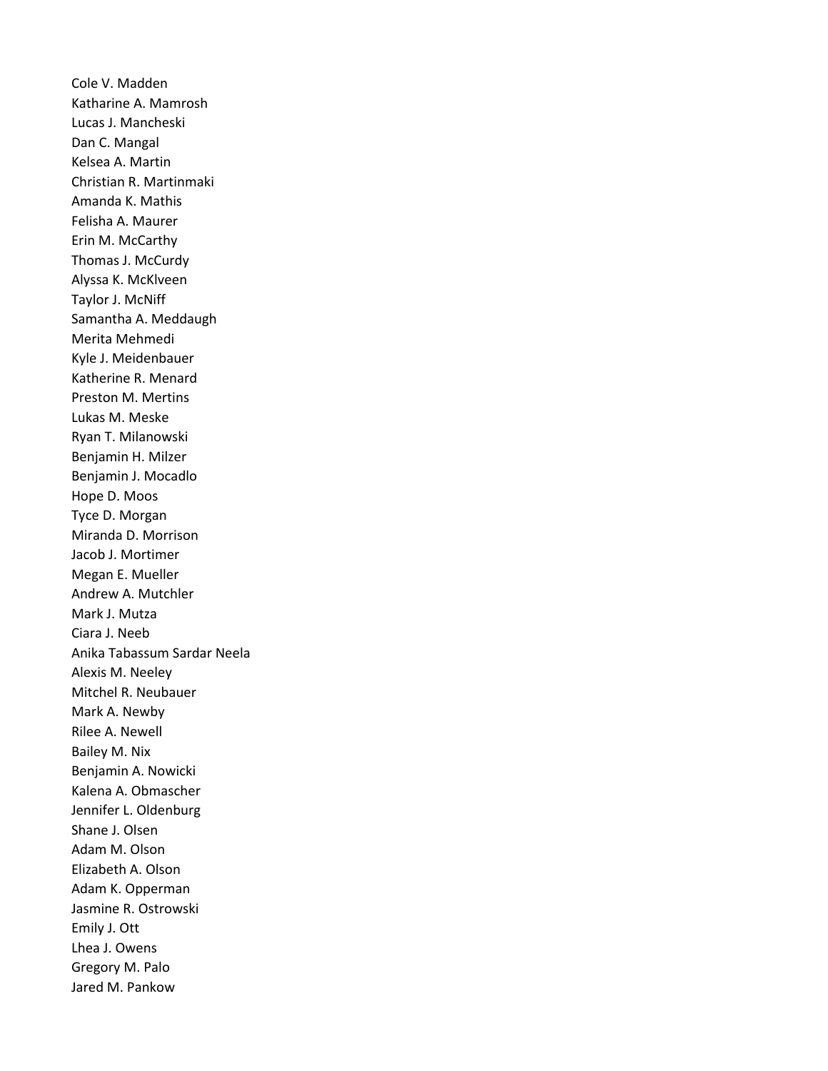Cole V. Madden
Katharine A. Mamrosh
Lucas J. Mancheski
Dan C. Mangal
Kelsea A. Martin
Christian R. Martinmaki
Amanda K. Mathis
Felisha A. Maurer
Erin M. McCarthy
Thomas J. McCurdy
Alyssa K. McKlveen
Taylor J. McNiff
Samantha A. Meddaugh
Merita Mehmedi
Kyle J. Meidenbauer
Katherine R. Menard
Preston M. Mertins
Lukas M. Meske
Ryan T. Milanowski
Benjamin H. Milzer
Benjamin J. Mocadlo
Hope D. Moos
Tyce D. Morgan
Miranda D. Morrison
Jacob J. Mortimer
Megan E. Mueller
Andrew A. Mutchler
Mark J. Mutza
Ciara J. Neeb
Anika Tabassum Sardar Neela
Alexis M. Neeley
Mitchel R. Neubauer
Mark A. Newby
Rilee A. Newell
Bailey M. Nix
Benjamin A. Nowicki
Kalena A. Obmascher
Jennifer L. Oldenburg
Shane J. Olsen
Adam M. Olson
Elizabeth A. Olson
Adam K. Opperman
Jasmine R. Ostrowski
Emily J. Ott
Lhea J. Owens
Gregory M. Palo
Jared M. Pankow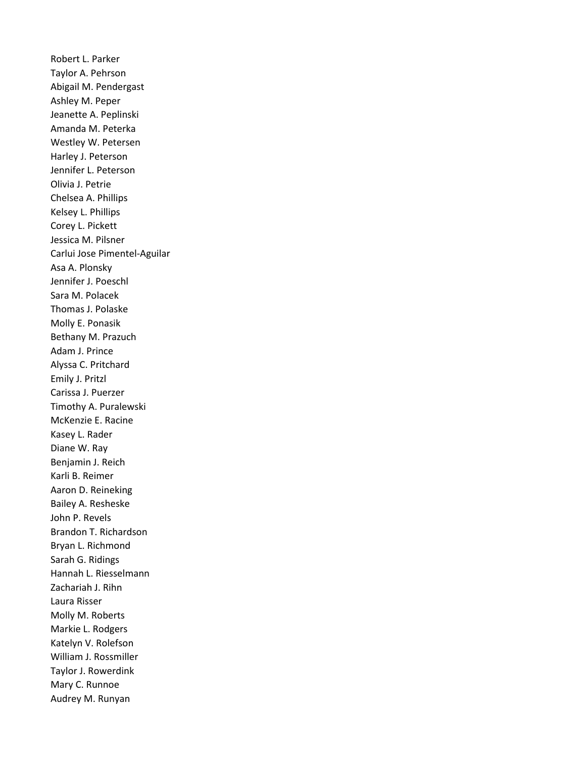Robert L. Parker
Taylor A. Pehrson
Abigail M. Pendergast
Ashley M. Peper
Jeanette A. Peplinski
Amanda M. Peterka
Westley W. Petersen
Harley J. Peterson
Jennifer L. Peterson
Olivia J. Petrie
Chelsea A. Phillips
Kelsey L. Phillips
Corey L. Pickett
Jessica M. Pilsner
Carlui Jose Pimentel-Aguilar
Asa A. Plonsky
Jennifer J. Poeschl
Sara M. Polacek
Thomas J. Polaske
Molly E. Ponasik
Bethany M. Prazuch
Adam J. Prince
Alyssa C. Pritchard
Emily J. Pritzl
Carissa J. Puerzer
Timothy A. Puralewski
McKenzie E. Racine
Kasey L. Rader
Diane W. Ray
Benjamin J. Reich
Karli B. Reimer
Aaron D. Reineking
Bailey A. Resheske
John P. Revels
Brandon T. Richardson
Bryan L. Richmond
Sarah G. Ridings
Hannah L. Riesselmann
Zachariah J. Rihn
Laura Risser
Molly M. Roberts
Markie L. Rodgers
Katelyn V. Rolefson
William J. Rossmiller
Taylor J. Rowerdink
Mary C. Runnoe
Audrey M. Runyan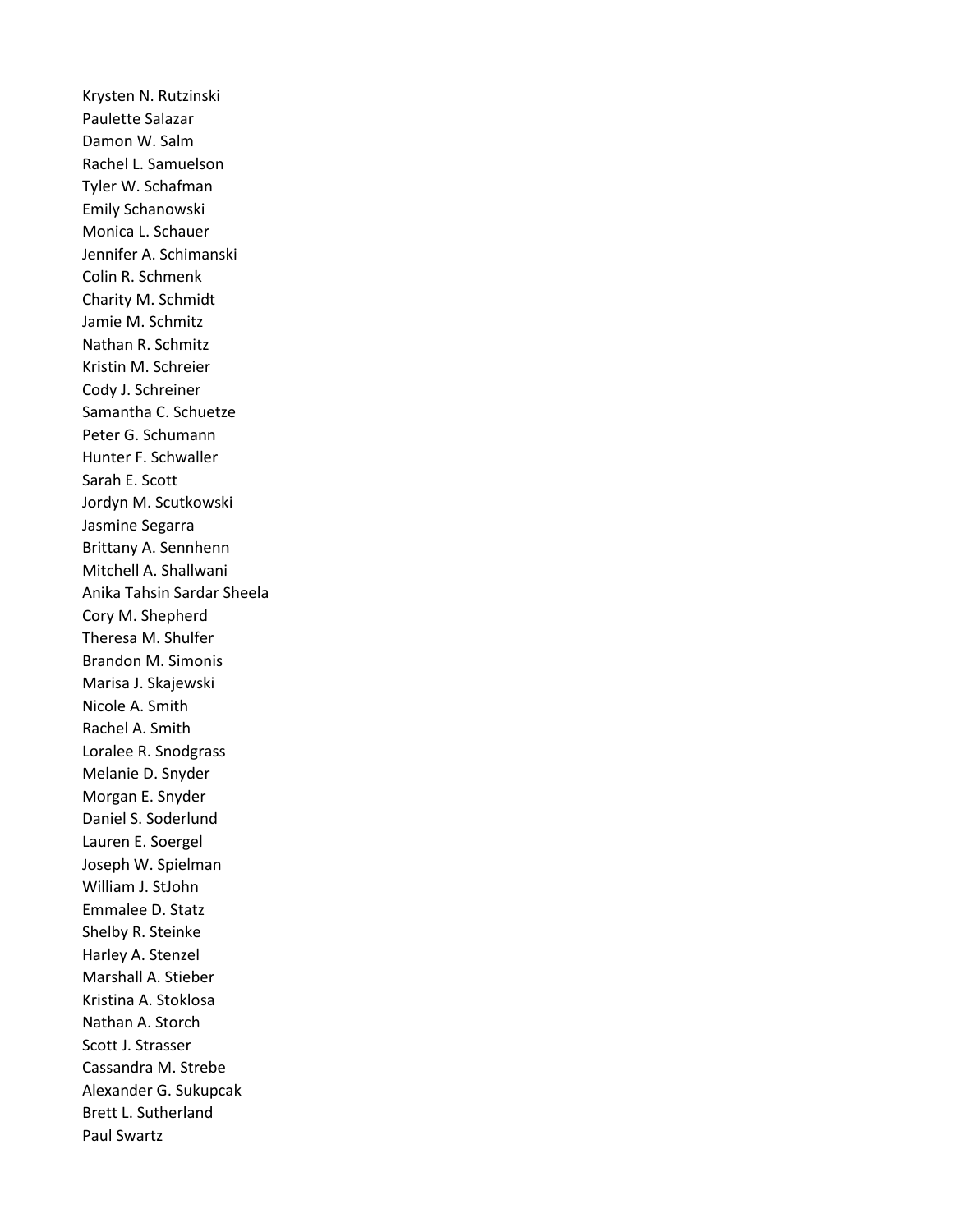Krysten N. Rutzinski
Paulette Salazar
Damon W. Salm
Rachel L. Samuelson
Tyler W. Schafman
Emily Schanowski
Monica L. Schauer
Jennifer A. Schimanski
Colin R. Schmenk
Charity M. Schmidt
Jamie M. Schmitz
Nathan R. Schmitz
Kristin M. Schreier
Cody J. Schreiner
Samantha C. Schuetze
Peter G. Schumann
Hunter F. Schwaller
Sarah E. Scott
Jordyn M. Scutkowski
Jasmine Segarra
Brittany A. Sennhenn
Mitchell A. Shallwani
Anika Tahsin Sardar Sheela
Cory M. Shepherd
Theresa M. Shulfer
Brandon M. Simonis
Marisa J. Skajewski
Nicole A. Smith
Rachel A. Smith
Loralee R. Snodgrass
Melanie D. Snyder
Morgan E. Snyder
Daniel S. Soderlund
Lauren E. Soergel
Joseph W. Spielman
William J. StJohn
Emmalee D. Statz
Shelby R. Steinke
Harley A. Stenzel
Marshall A. Stieber
Kristina A. Stoklosa
Nathan A. Storch
Scott J. Strasser
Cassandra M. Strebe
Alexander G. Sukupcak
Brett L. Sutherland
Paul Swartz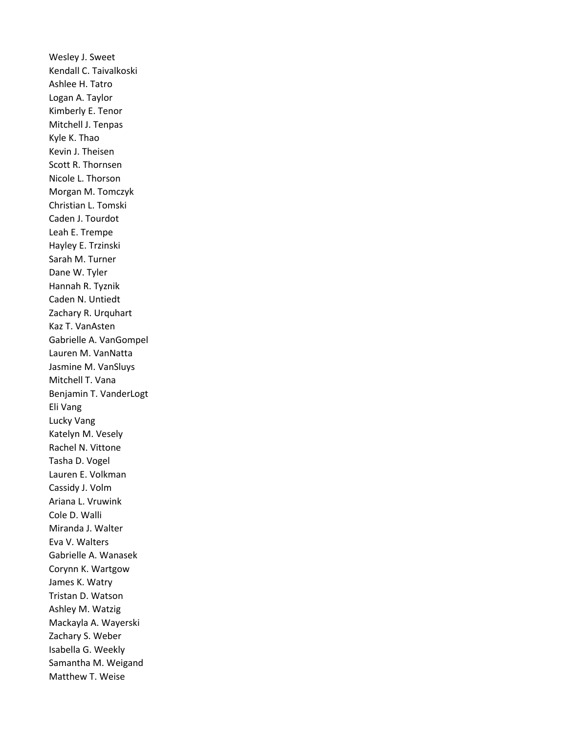Wesley J. Sweet
Kendall C. Taivalkoski
Ashlee H. Tatro
Logan A. Taylor
Kimberly E. Tenor
Mitchell J. Tenpas
Kyle K. Thao
Kevin J. Theisen
Scott R. Thornsen
Nicole L. Thorson
Morgan M. Tomczyk
Christian L. Tomski
Caden J. Tourdot
Leah E. Trempe
Hayley E. Trzinski
Sarah M. Turner
Dane W. Tyler
Hannah R. Tyznik
Caden N. Untiedt
Zachary R. Urquhart
Kaz T. VanAsten
Gabrielle A. VanGompel
Lauren M. VanNatta
Jasmine M. VanSluys
Mitchell T. Vana
Benjamin T. VanderLogt
Eli Vang
Lucky Vang
Katelyn M. Vesely
Rachel N. Vittone
Tasha D. Vogel
Lauren E. Volkman
Cassidy J. Volm
Ariana L. Vruwink
Cole D. Walli
Miranda J. Walter
Eva V. Walters
Gabrielle A. Wanasek
Corynn K. Wartgow
James K. Watry
Tristan D. Watson
Ashley M. Watzig
Mackayla A. Wayerski
Zachary S. Weber
Isabella G. Weekly
Samantha M. Weigand
Matthew T. Weise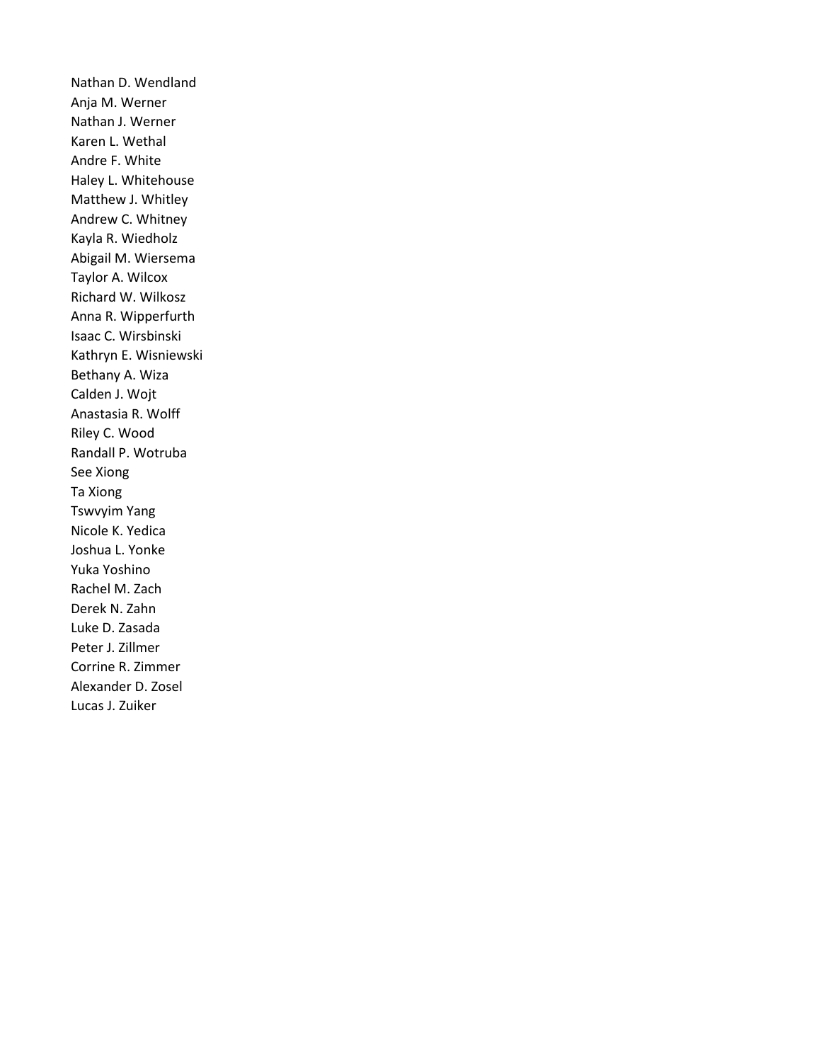Nathan D. Wendland
Anja M. Werner
Nathan J. Werner
Karen L. Wethal
Andre F. White
Haley L. Whitehouse
Matthew J. Whitley
Andrew C. Whitney
Kayla R. Wiedholz
Abigail M. Wiersema
Taylor A. Wilcox
Richard W. Wilkosz
Anna R. Wipperfurth
Isaac C. Wirsbinski
Kathryn E. Wisniewski
Bethany A. Wiza
Calden J. Wojt
Anastasia R. Wolff
Riley C. Wood
Randall P. Wotruba
See Xiong
Ta Xiong
Tswvyim Yang
Nicole K. Yedica
Joshua L. Yonke
Yuka Yoshino
Rachel M. Zach
Derek N. Zahn
Luke D. Zasada
Peter J. Zillmer
Corrine R. Zimmer
Alexander D. Zosel
Lucas J. Zuiker